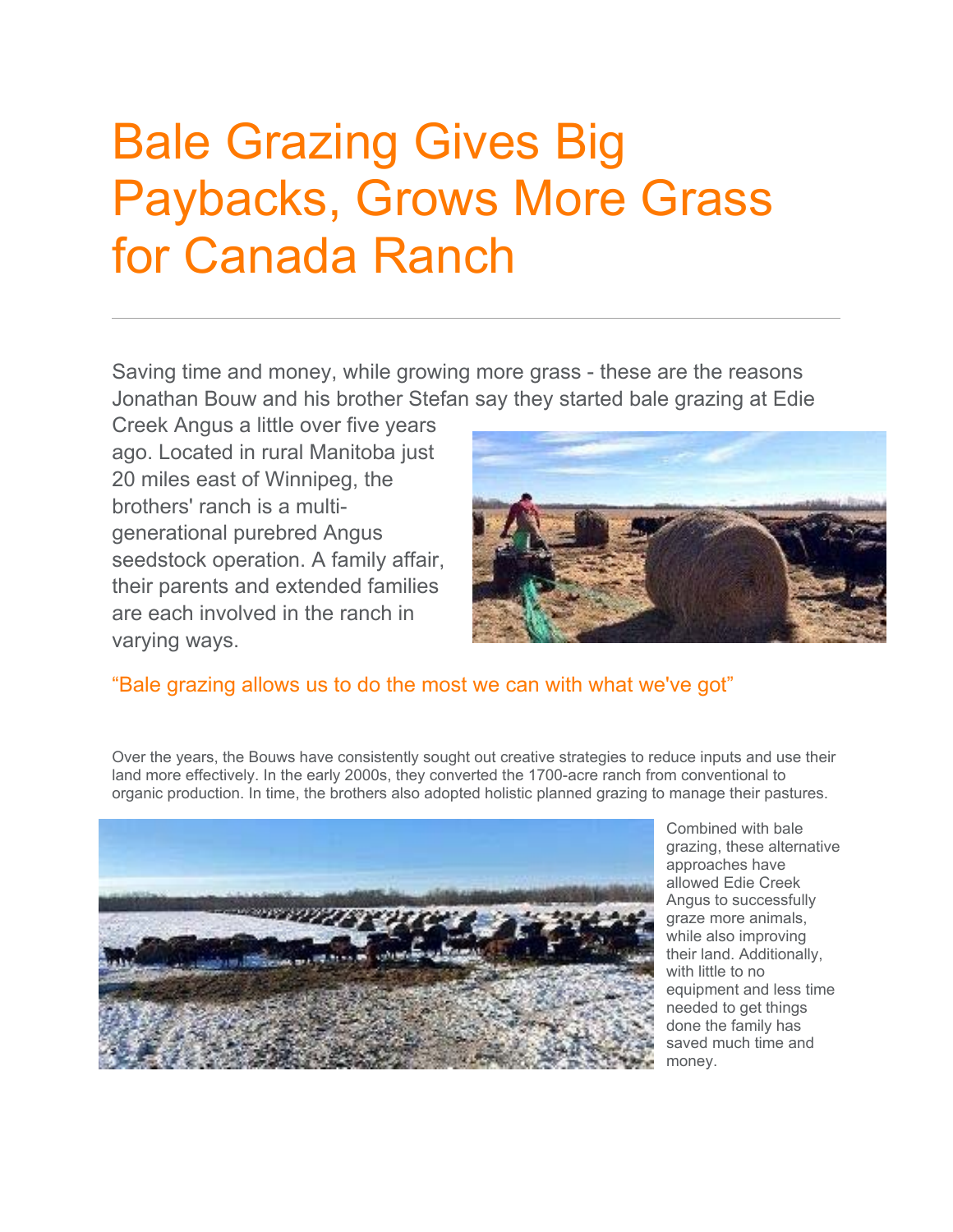# Bale Grazing Gives Big Paybacks, Grows More Grass for Canada Ranch

---

Saving time and money, while growing more grass - these are the reasons Jonathan Bouw and his brother Stefan say they started bale grazing at Edie Creek Angus a little over five years ago. Located in rural Manitoba just 20 miles east of Winnipeg, the brothers' ranch is a multi-generational purebred Angus seedstock operation. A family affair, their parents and extended families are each involved in the ranch in varying ways.

“Bale grazing allows us to do the most we can with what we've got”

Over the years, the Bouws have consistently sought out creative strategies to reduce inputs and use their land more effectively. In the early 2000s, they converted the 1700-acre ranch from conventional to organic production. In time, the brothers also adopted holistic planned grazing to manage their pastures.

Combined with bale grazing, these alternative approaches have allowed Edie Creek Angus to successfully graze more animals, while also improving their land. Additionally, with little to no equipment and less time needed to get things done the family has saved much time and money.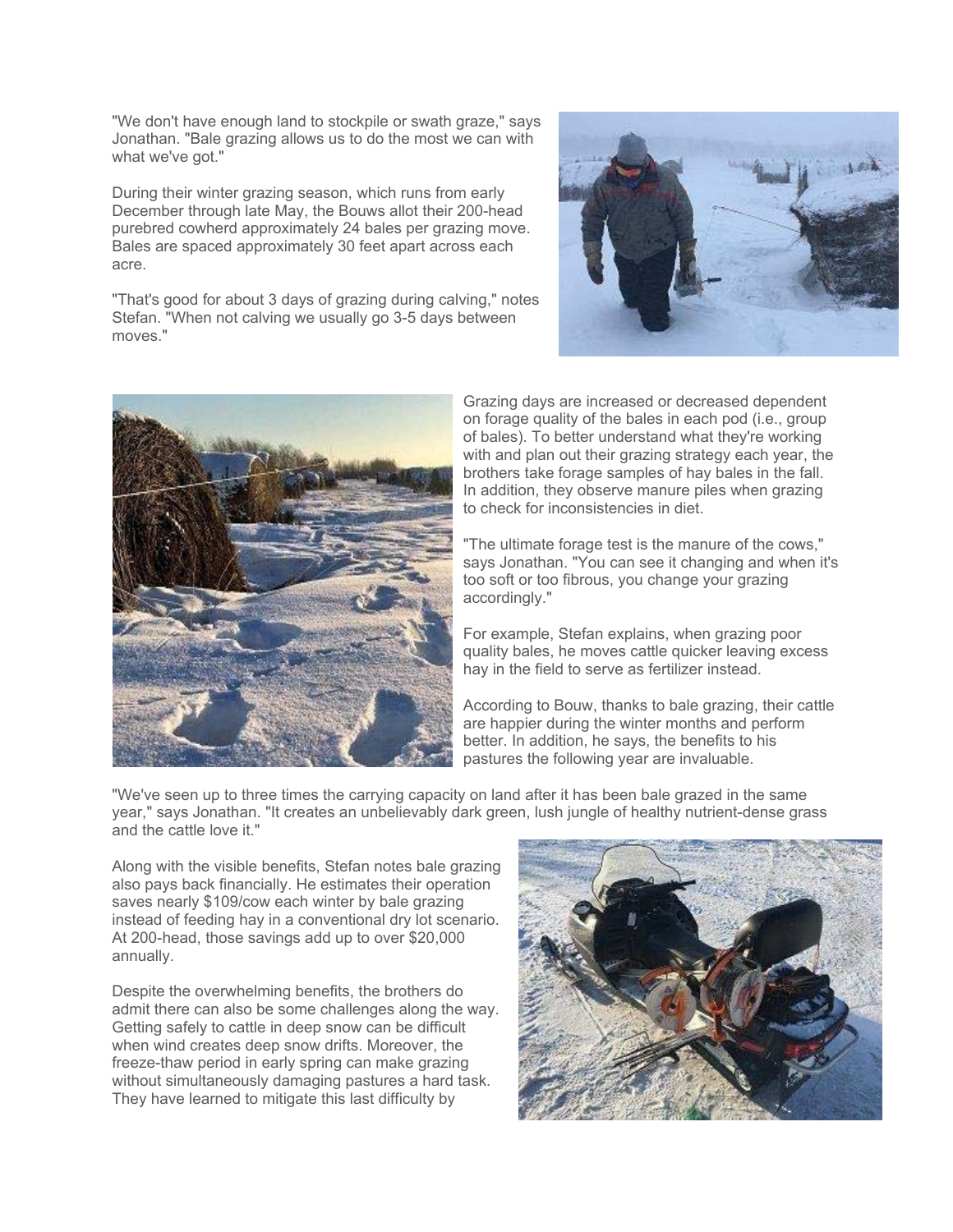"We don't have enough land to stockpile or swath graze," says Jonathan. "Bale grazing allows us to do the most we can with what we've got."

During their winter grazing season, which runs from early December through late May, the Bouws allot their 200-head purebred cowherd approximately 24 bales per grazing move. Bales are spaced approximately 30 feet apart across each acre.

"That's good for about 3 days of grazing during calving," notes Stefan. "When not calving we usually go 3-5 days between moves."

Grazing days are increased or decreased dependent on forage quality of the bales in each pod (i.e., group of bales). To better understand what they're working with and plan out their grazing strategy each year, the brothers take forage samples of hay bales in the fall. In addition, they observe manure piles when grazing to check for inconsistencies in diet.

"The ultimate forage test is the manure of the cows," says Jonathan. "You can see it changing and when it's too soft or too fibrous, you change your grazing accordingly."

For example, Stefan explains, when grazing poor quality bales, he moves cattle quicker leaving excess hay in the field to serve as fertilizer instead.

According to Bouw, thanks to bale grazing, their cattle are happier during the winter months and perform better. In addition, he says, the benefits to his pastures the following year are invaluable.

"We've seen up to three times the carrying capacity on land after it has been bale grazed in the same year," says Jonathan. "It creates an unbelievably dark green, lush jungle of healthy nutrient-dense grass and the cattle love it."

Along with the visible benefits, Stefan notes bale grazing also pays back financially. He estimates their operation saves nearly $109/cow each winter by bale grazing instead of feeding hay in a conventional dry lot scenario. At 200-head, those savings add up to over $20,000 annually.

Despite the overwhelming benefits, the brothers do admit there can also be some challenges along the way. Getting safely to cattle in deep snow can be difficult when wind creates deep snow drifts. Moreover, the freeze-thaw period in early spring can make grazing without simultaneously damaging pastures a hard task. They have learned to mitigate this last difficulty by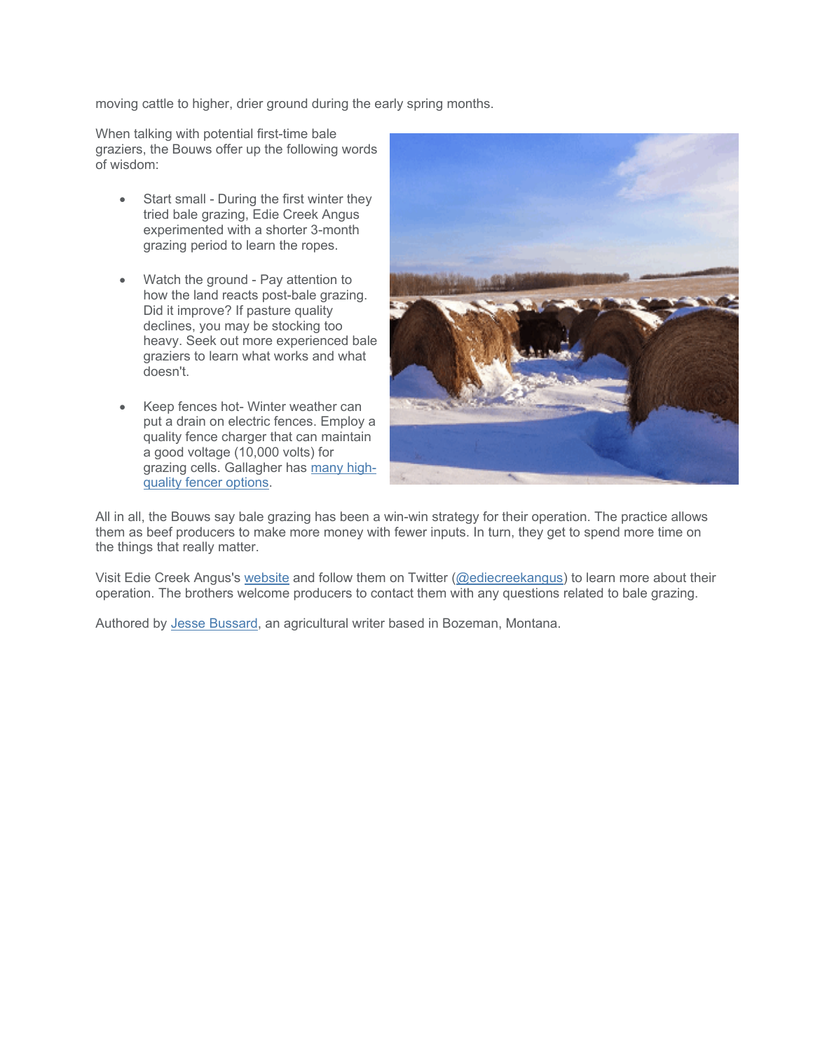moving cattle to higher, drier ground during the early spring months.

When talking with potential first-time bale graziers, the Bouws offer up the following words of wisdom:

- Start small - During the first winter they tried bale grazing, Edie Creek Angus experimented with a shorter 3-month grazing period to learn the ropes.

- Watch the ground - Pay attention to how the land reacts post-bale grazing. Did it improve? If pasture quality declines, you may be stocking too heavy. Seek out more experienced bale graziers to learn what works and what doesn't.

- Keep fences hot- Winter weather can put a drain on electric fences. Employ a quality fence charger that can maintain a good voltage (10,000 volts) for grazing cells. Gallagher has [many high-quality fencer options](#).

All in all, the Bouws say bale grazing has been a win-win strategy for their operation. The practice allows them as beef producers to make more money with fewer inputs. In turn, they get to spend more time on the things that really matter.

Visit Edie Creek Angus's [website](#) and follow them on Twitter ([@ediecreekangus](#)) to learn more about their operation. The brothers welcome producers to contact them with any questions related to bale grazing.

Authored by [Jesse Bussard](#), an agricultural writer based in Bozeman, Montana.